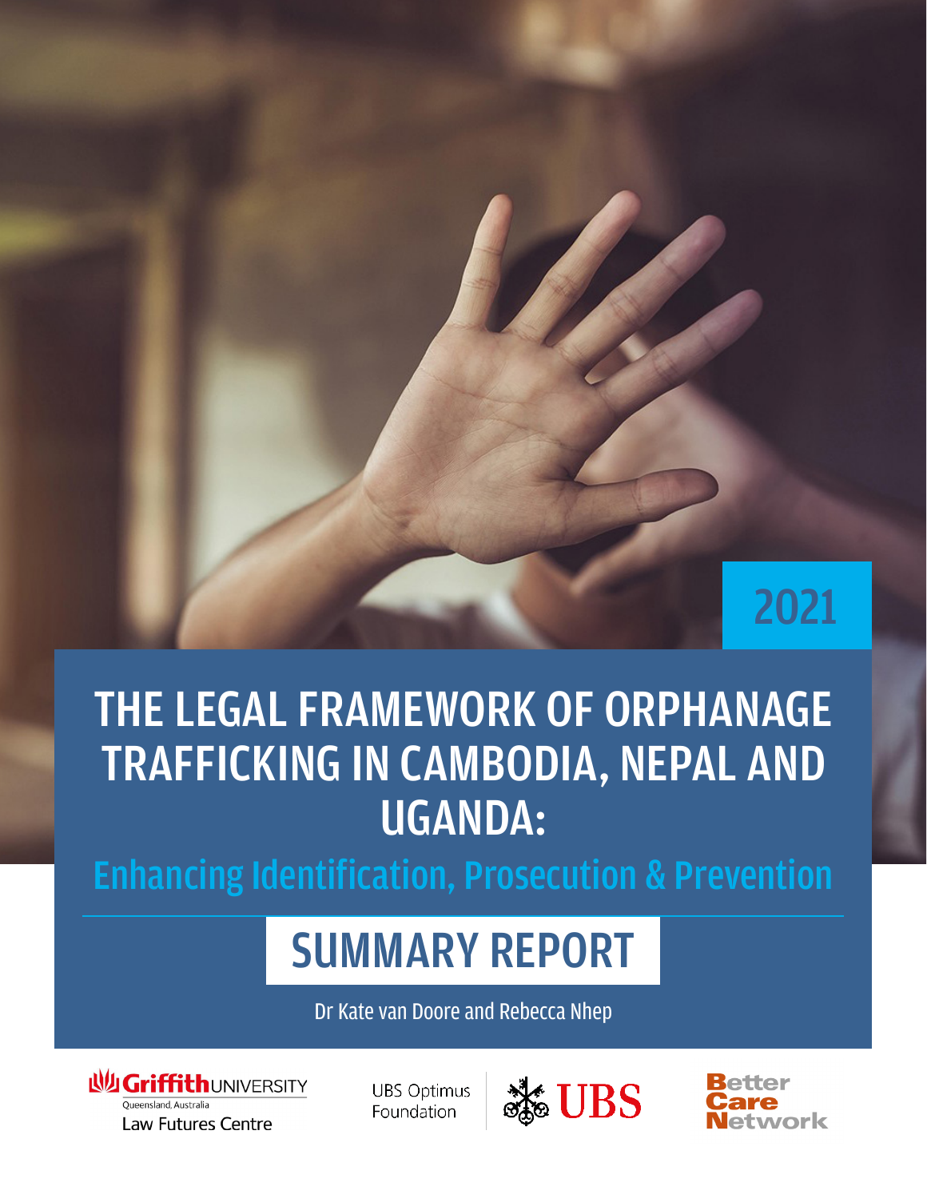2021

# THE LEGAL FRAMEWORK OF ORPHANAGE TRAFFICKING IN CAMBODIA, NEPAL AND UGANDA:

## Enhancing Identification, Prosecution & Prevention

## SUMMARY REPORT

Dr Kate van Doore and Rebecca Nhep

Griffith UNIVERSITY
Queensland, Australia
Law Futures Centre

UBS Optimus Foundation

UBS

Better Care Network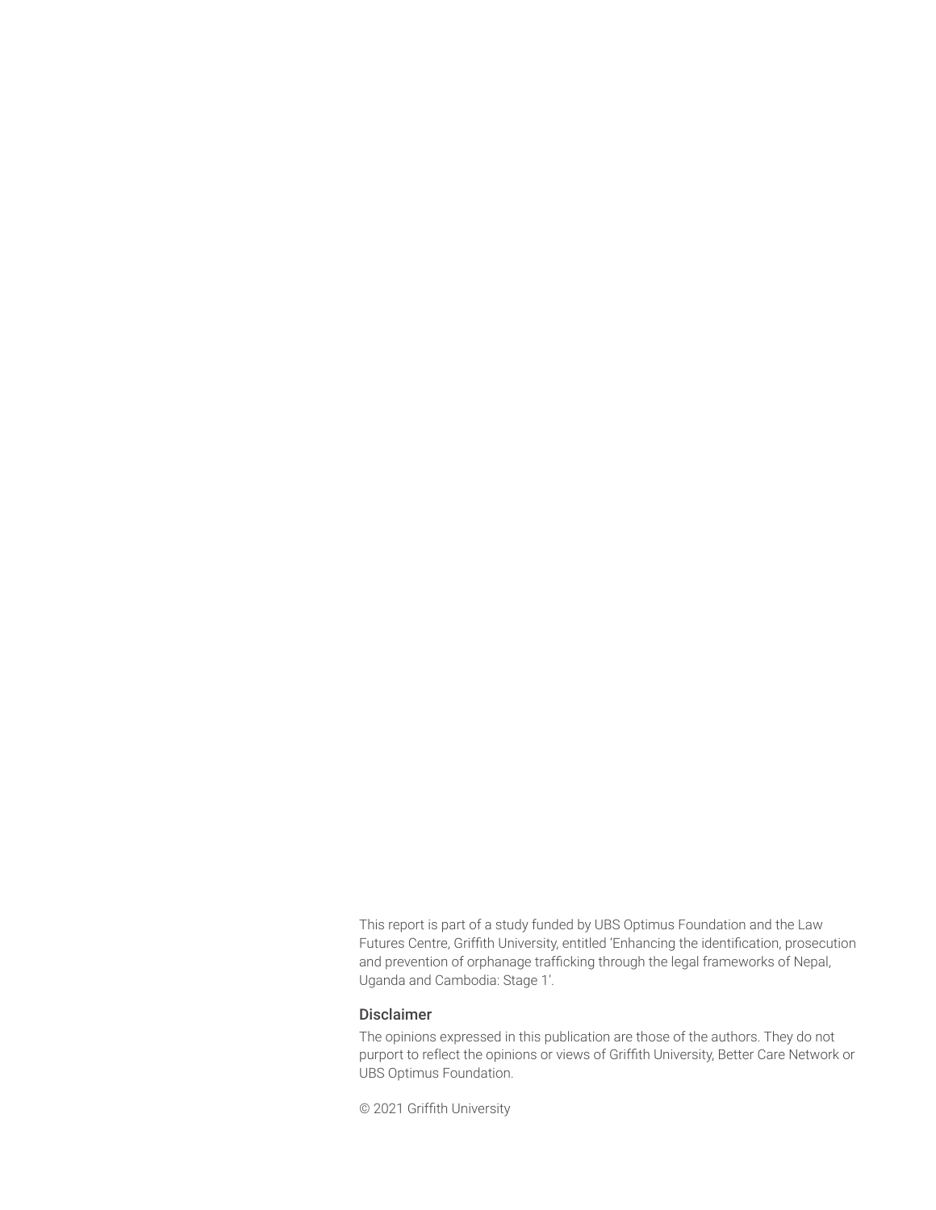This report is part of a study funded by UBS Optimus Foundation and the Law Futures Centre, Griffith University, entitled 'Enhancing the identification, prosecution and prevention of orphanage trafficking through the legal frameworks of Nepal, Uganda and Cambodia: Stage 1'.

### Disclaimer

The opinions expressed in this publication are those of the authors. They do not purport to reflect the opinions or views of Griffith University, Better Care Network or UBS Optimus Foundation.

© 2021 Griffith University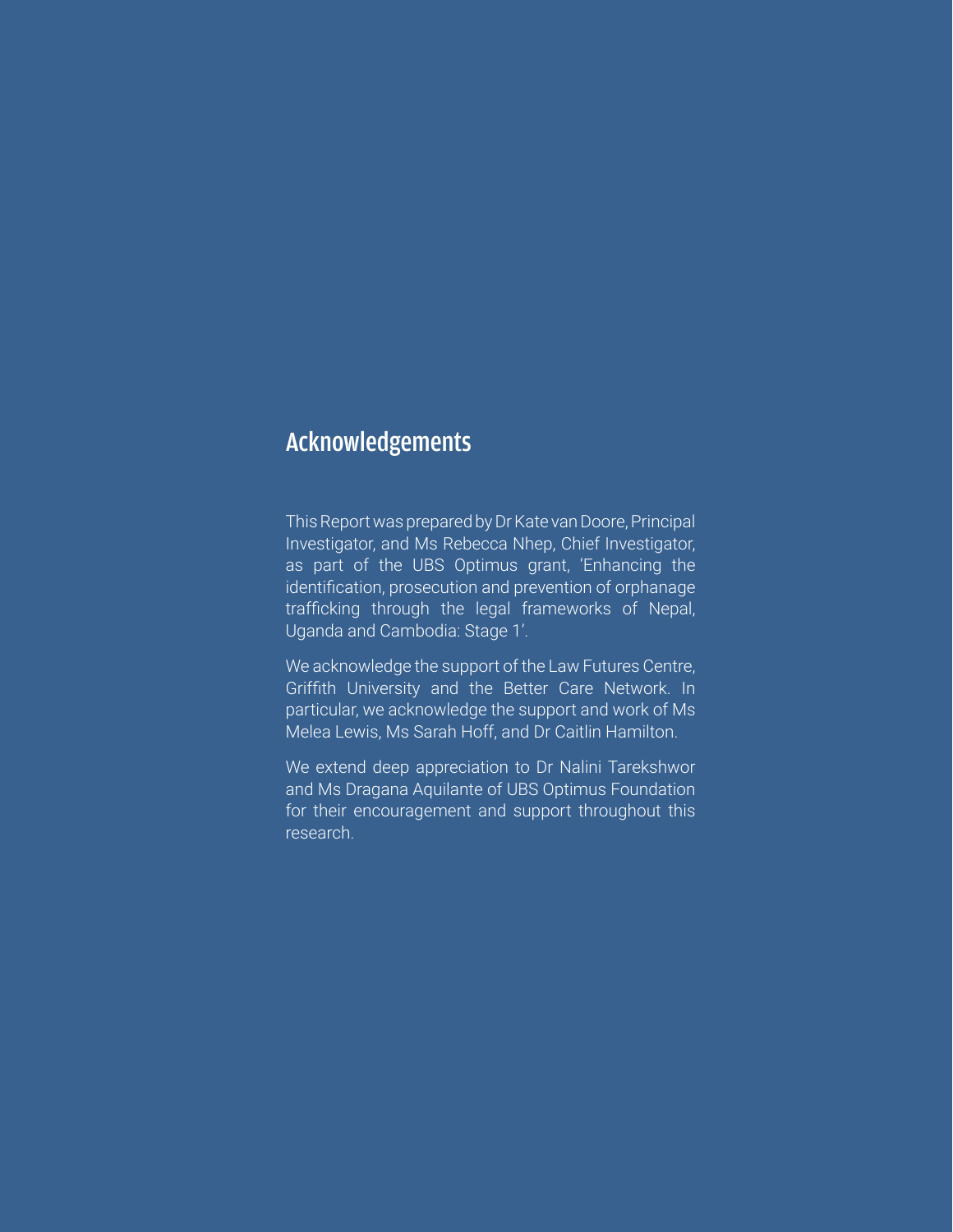## Acknowledgements

This Report was prepared by Dr Kate van Doore, Principal Investigator, and Ms Rebecca Nhep, Chief Investigator, as part of the UBS Optimus grant, 'Enhancing the identification, prosecution and prevention of orphanage trafficking through the legal frameworks of Nepal, Uganda and Cambodia: Stage 1'.

We acknowledge the support of the Law Futures Centre, Griffith University and the Better Care Network. In particular, we acknowledge the support and work of Ms Melea Lewis, Ms Sarah Hoff, and Dr Caitlin Hamilton.

We extend deep appreciation to Dr Nalini Tarekshwor and Ms Dragana Aquilante of UBS Optimus Foundation for their encouragement and support throughout this research.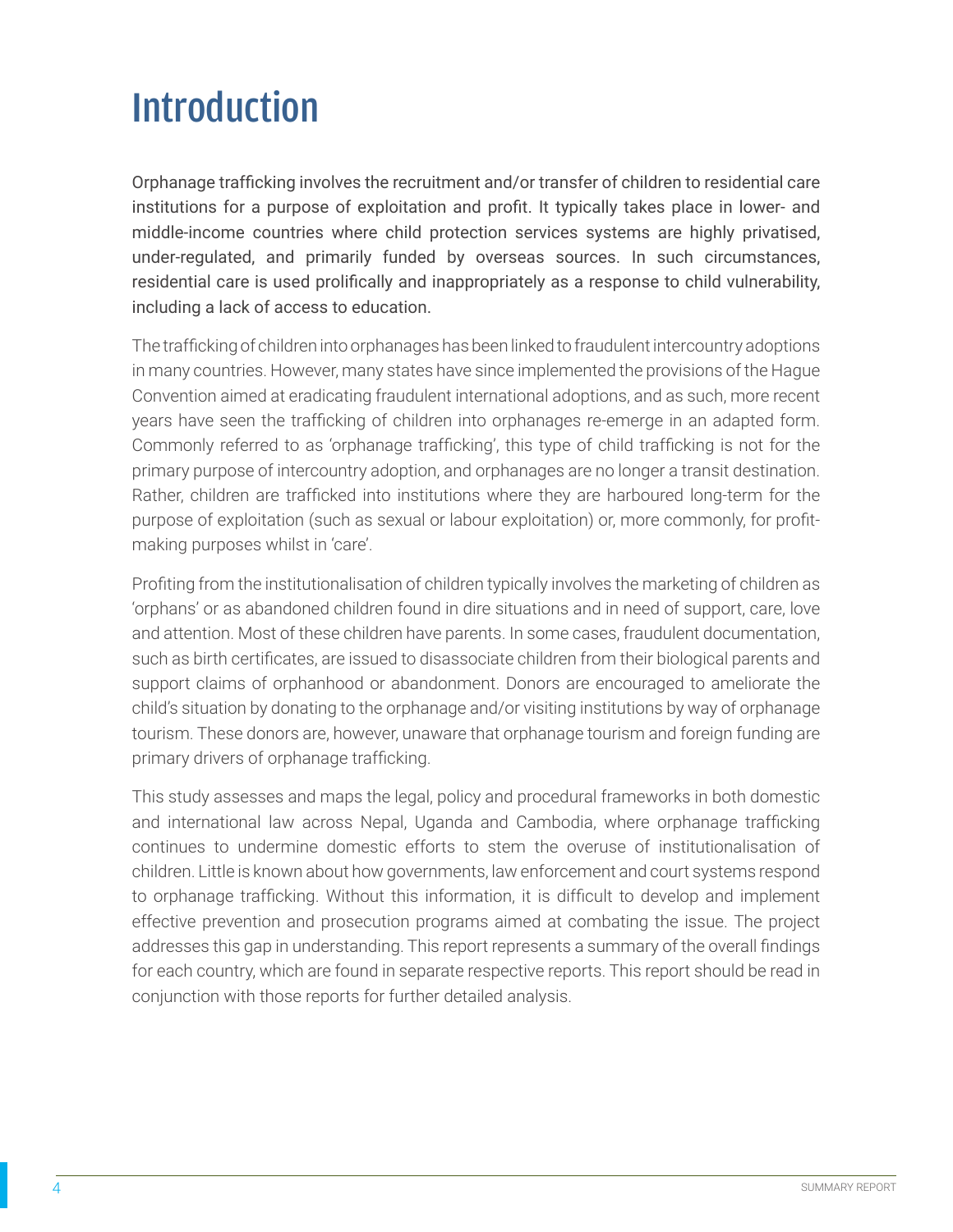# Introduction

Orphanage trafficking involves the recruitment and/or transfer of children to residential care institutions for a purpose of exploitation and profit. It typically takes place in lower- and middle-income countries where child protection services systems are highly privatised, under-regulated, and primarily funded by overseas sources. In such circumstances, residential care is used prolifically and inappropriately as a response to child vulnerability, including a lack of access to education.

The trafficking of children into orphanages has been linked to fraudulent intercountry adoptions in many countries. However, many states have since implemented the provisions of the Hague Convention aimed at eradicating fraudulent international adoptions, and as such, more recent years have seen the trafficking of children into orphanages re-emerge in an adapted form. Commonly referred to as 'orphanage trafficking', this type of child trafficking is not for the primary purpose of intercountry adoption, and orphanages are no longer a transit destination. Rather, children are trafficked into institutions where they are harboured long-term for the purpose of exploitation (such as sexual or labour exploitation) or, more commonly, for profit-making purposes whilst in 'care'.

Profiting from the institutionalisation of children typically involves the marketing of children as 'orphans' or as abandoned children found in dire situations and in need of support, care, love and attention. Most of these children have parents. In some cases, fraudulent documentation, such as birth certificates, are issued to disassociate children from their biological parents and support claims of orphanhood or abandonment. Donors are encouraged to ameliorate the child's situation by donating to the orphanage and/or visiting institutions by way of orphanage tourism. These donors are, however, unaware that orphanage tourism and foreign funding are primary drivers of orphanage trafficking.

This study assesses and maps the legal, policy and procedural frameworks in both domestic and international law across Nepal, Uganda and Cambodia, where orphanage trafficking continues to undermine domestic efforts to stem the overuse of institutionalisation of children. Little is known about how governments, law enforcement and court systems respond to orphanage trafficking. Without this information, it is difficult to develop and implement effective prevention and prosecution programs aimed at combating the issue. The project addresses this gap in understanding. This report represents a summary of the overall findings for each country, which are found in separate respective reports. This report should be read in conjunction with those reports for further detailed analysis.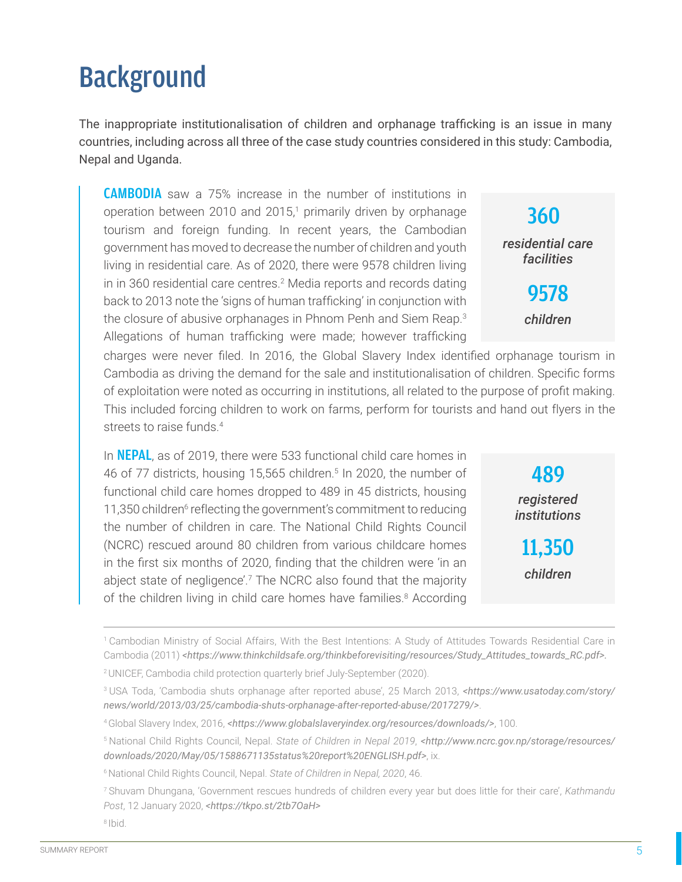# Background

The inappropriate institutionalisation of children and orphanage trafficking is an issue in many countries, including across all three of the case study countries considered in this study: Cambodia, Nepal and Uganda.

**CAMBODIA** saw a 75% increase in the number of institutions in operation between 2010 and 2015,[1] primarily driven by orphanage tourism and foreign funding. In recent years, the Cambodian government has moved to decrease the number of children and youth living in residential care. As of 2020, there were 9578 children living in in 360 residential care centres.[2] Media reports and records dating back to 2013 note the 'signs of human trafficking' in conjunction with the closure of abusive orphanages in Phnom Penh and Siem Reap.[3] Allegations of human trafficking were made; however trafficking charges were never filed. In 2016, the Global Slavery Index identified orphanage tourism in Cambodia as driving the demand for the sale and institutionalisation of children. Specific forms of exploitation were noted as occurring in institutions, all related to the purpose of profit making. This included forcing children to work on farms, perform for tourists and hand out flyers in the streets to raise funds.[4]

> **360**
> *residential care facilities*
>
> **9578**
> *children*

In **NEPAL**, as of 2019, there were 533 functional child care homes in 46 of 77 districts, housing 15,565 children.[5] In 2020, the number of functional child care homes dropped to 489 in 45 districts, housing 11,350 children[6] reflecting the government's commitment to reducing the number of children in care. The National Child Rights Council (NCRC) rescued around 80 children from various childcare homes in the first six months of 2020, finding that the children were 'in an abject state of negligence'.[7] The NCRC also found that the majority of the children living in child care homes have families.[8] According

> **489**
> *registered institutions*
>
> **11,350**
> *children*

---

[1] Cambodian Ministry of Social Affairs, With the Best Intentions: A Study of Attitudes Towards Residential Care in Cambodia (2011) *<https://www.thinkchildsafe.org/thinkbeforevisiting/resources/Study_Attitudes_towards_RC.pdf>*.

[2] UNICEF, Cambodia child protection quarterly brief July-September (2020).

[3] USA Toda, 'Cambodia shuts orphanage after reported abuse', 25 March 2013, *<https://www.usatoday.com/story/news/world/2013/03/25/cambodia-shuts-orphanage-after-reported-abuse/2017279/>*.

[4] Global Slavery Index, 2016, *<https://www.globalslaveryindex.org/resources/downloads/>*, 100.

[5] National Child Rights Council, Nepal. *State of Children in Nepal 2019*, *<http://www.ncrc.gov.np/storage/resources/downloads/2020/May/05/1588671135status%20report%20ENGLISH.pdf>*, ix.

[6] National Child Rights Council, Nepal. *State of Children in Nepal, 2020*, 46.

[7] Shuvam Dhungana, 'Government rescues hundreds of children every year but does little for their care', *Kathmandu Post*, 12 January 2020, *<https://tkpo.st/2tb7OaH>*

[8] Ibid.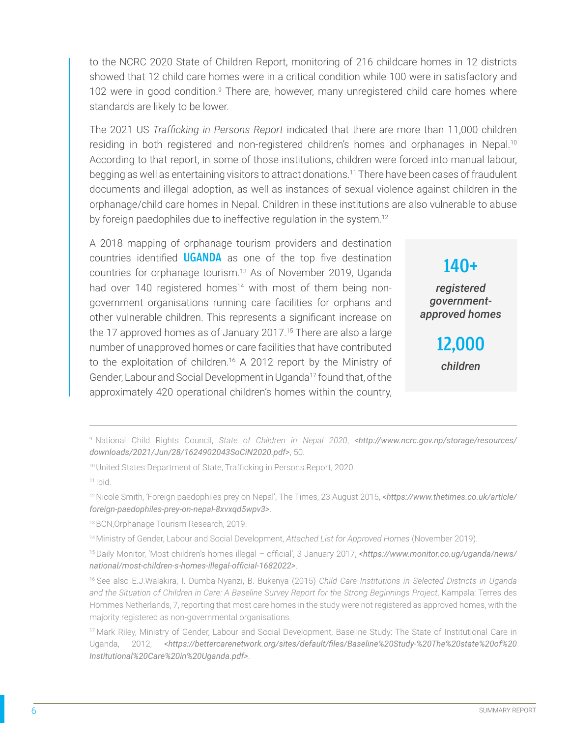to the NCRC 2020 State of Children Report, monitoring of 216 childcare homes in 12 districts showed that 12 child care homes were in a critical condition while 100 were in satisfactory and 102 were in good condition.[9] There are, however, many unregistered child care homes where standards are likely to be lower.

The 2021 US *Trafficking in Persons Report* indicated that there are more than 11,000 children residing in both registered and non-registered children's homes and orphanages in Nepal.[10] According to that report, in some of those institutions, children were forced into manual labour, begging as well as entertaining visitors to attract donations.[11] There have been cases of fraudulent documents and illegal adoption, as well as instances of sexual violence against children in the orphanage/child care homes in Nepal. Children in these institutions are also vulnerable to abuse by foreign paedophiles due to ineffective regulation in the system.[12]

A 2018 mapping of orphanage tourism providers and destination countries identified **UGANDA** as one of the top five destination countries for orphanage tourism.[13] As of November 2019, Uganda had over 140 registered homes[14] with most of them being non-government organisations running care facilities for orphans and other vulnerable children. This represents a significant increase on the 17 approved homes as of January 2017.[15] There are also a large number of unapproved homes or care facilities that have contributed to the exploitation of children.[16] A 2012 report by the Ministry of Gender, Labour and Social Development in Uganda[17] found that, of the approximately 420 operational children's homes within the country,

**140+**

***registered government-approved homes***

**12,000**

***children***

---

[9] National Child Rights Council, *State of Children in Nepal 2020*, *<http://www.ncrc.gov.np/storage/resources/downloads/2021/Jun/28/1624902043SoCiN2020.pdf>*, 50.

[10] United States Department of State, Trafficking in Persons Report, 2020.

[11] Ibid.

[12] Nicole Smith, 'Foreign paedophiles prey on Nepal', The Times, 23 August 2015, *<https://www.thetimes.co.uk/article/foreign-paedophiles-prey-on-nepal-8xvxqd5wpv3>*.

[13] BCN,Orphanage Tourism Research, 2019.

[14] Ministry of Gender, Labour and Social Development, *Attached List for Approved Homes* (November 2019).

[15] Daily Monitor, 'Most children's homes illegal – official', 3 January 2017, *<https://www.monitor.co.ug/uganda/news/national/most-children-s-homes-illegal-official-1682022>*.

[16] See also E.J.Walakira, I. Dumba-Nyanzi, B. Bukenya (2015) *Child Care Institutions in Selected Districts in Uganda and the Situation of Children in Care: A Baseline Survey Report for the Strong Beginnings Project*, Kampala: Terres des Hommes Netherlands, 7, reporting that most care homes in the study were not registered as approved homes, with the majority registered as non-governmental organisations.

[17] Mark Riley, Ministry of Gender, Labour and Social Development, Baseline Study: The State of Institutional Care in Uganda, 2012, *<https://bettercarenetwork.org/sites/default/files/Baseline%20Study-%20The%20state%20of%20Institutional%20Care%20in%20Uganda.pdf>*.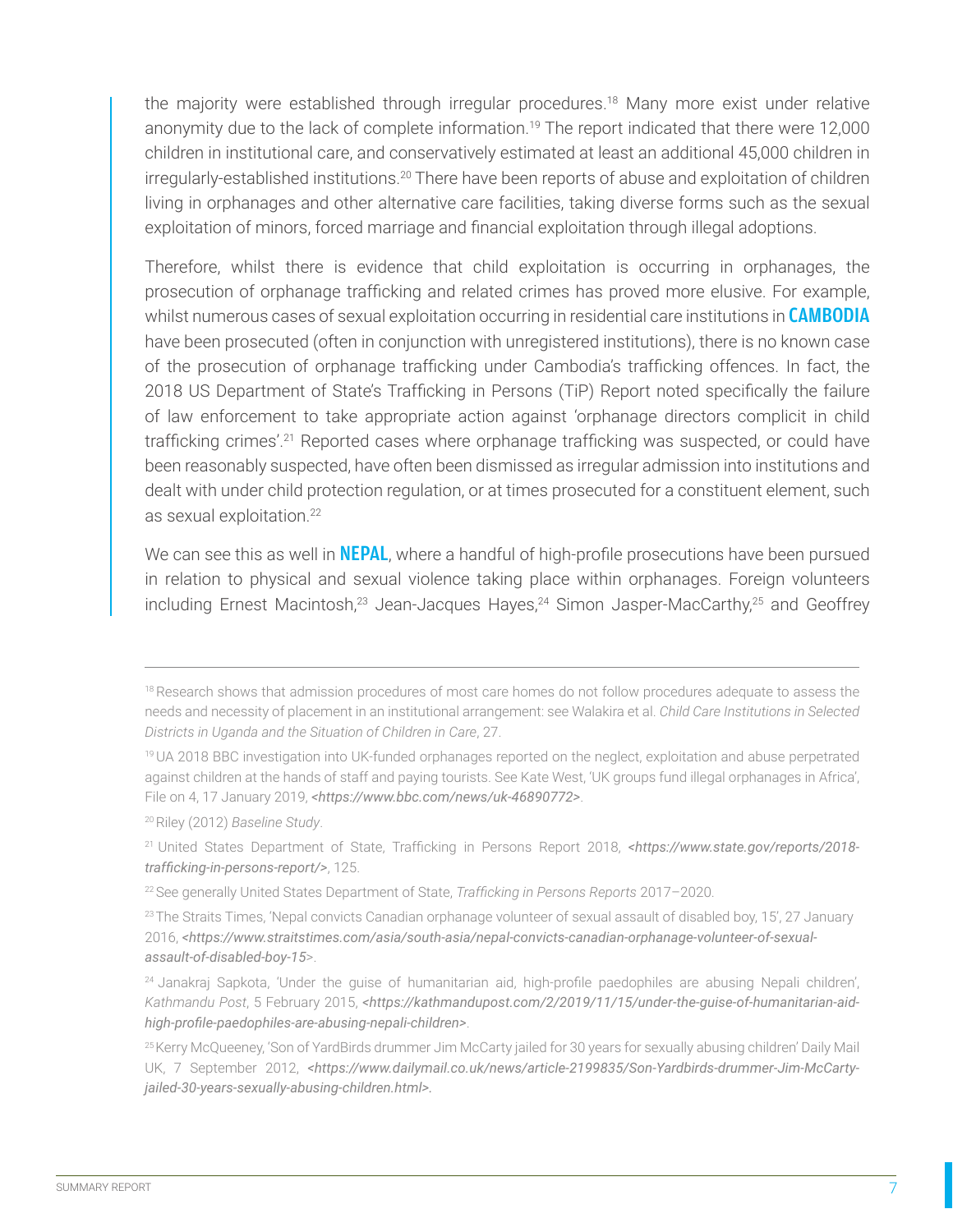the majority were established through irregular procedures.[18] Many more exist under relative anonymity due to the lack of complete information.[19] The report indicated that there were 12,000 children in institutional care, and conservatively estimated at least an additional 45,000 children in irregularly-established institutions.[20] There have been reports of abuse and exploitation of children living in orphanages and other alternative care facilities, taking diverse forms such as the sexual exploitation of minors, forced marriage and financial exploitation through illegal adoptions.

Therefore, whilst there is evidence that child exploitation is occurring in orphanages, the prosecution of orphanage trafficking and related crimes has proved more elusive. For example, whilst numerous cases of sexual exploitation occurring in residential care institutions in **CAMBODIA** have been prosecuted (often in conjunction with unregistered institutions), there is no known case of the prosecution of orphanage trafficking under Cambodia's trafficking offences. In fact, the 2018 US Department of State's Trafficking in Persons (TiP) Report noted specifically the failure of law enforcement to take appropriate action against 'orphanage directors complicit in child trafficking crimes'.[21] Reported cases where orphanage trafficking was suspected, or could have been reasonably suspected, have often been dismissed as irregular admission into institutions and dealt with under child protection regulation, or at times prosecuted for a constituent element, such as sexual exploitation.[22]

We can see this as well in **NEPAL**, where a handful of high-profile prosecutions have been pursued in relation to physical and sexual violence taking place within orphanages. Foreign volunteers including Ernest Macintosh,[23] Jean-Jacques Hayes,[24] Simon Jasper-MacCarthy,[25] and Geoffrey

---

[18] Research shows that admission procedures of most care homes do not follow procedures adequate to assess the needs and necessity of placement in an institutional arrangement: see Walakira et al. *Child Care Institutions in Selected Districts in Uganda and the Situation of Children in Care*, 27.

[19] UA 2018 BBC investigation into UK-funded orphanages reported on the neglect, exploitation and abuse perpetrated against children at the hands of staff and paying tourists. See Kate West, 'UK groups fund illegal orphanages in Africa', File on 4, 17 January 2019, *<https://www.bbc.com/news/uk-46890772>*.

[20] Riley (2012) *Baseline Study*.

[21] United States Department of State, Trafficking in Persons Report 2018, *<https://www.state.gov/reports/2018-trafficking-in-persons-report/>*, 125.

[22] See generally United States Department of State, *Trafficking in Persons Reports* 2017–2020.

[23] The Straits Times, 'Nepal convicts Canadian orphanage volunteer of sexual assault of disabled boy, 15', 27 January 2016, *<https://www.straitstimes.com/asia/south-asia/nepal-convicts-canadian-orphanage-volunteer-of-sexual-assault-of-disabled-boy-15>*.

[24] Janakraj Sapkota, 'Under the guise of humanitarian aid, high-profile paedophiles are abusing Nepali children', *Kathmandu Post*, 5 February 2015, *<https://kathmandupost.com/2/2019/11/15/under-the-guise-of-humanitarian-aid-high-profile-paedophiles-are-abusing-nepali-children>*.

[25] Kerry McQueeney, 'Son of YardBirds drummer Jim McCarty jailed for 30 years for sexually abusing children' Daily Mail UK, 7 September 2012, *<https://www.dailymail.co.uk/news/article-2199835/Son-Yardbirds-drummer-Jim-McCarty-jailed-30-years-sexually-abusing-children.html>*.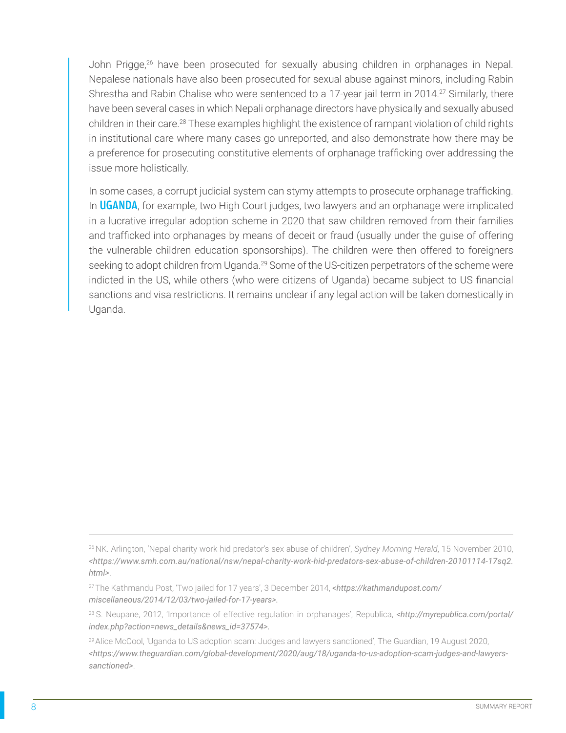John Prigge,[26] have been prosecuted for sexually abusing children in orphanages in Nepal. Nepalese nationals have also been prosecuted for sexual abuse against minors, including Rabin Shrestha and Rabin Chalise who were sentenced to a 17-year jail term in 2014.[27] Similarly, there have been several cases in which Nepali orphanage directors have physically and sexually abused children in their care.[28] These examples highlight the existence of rampant violation of child rights in institutional care where many cases go unreported, and also demonstrate how there may be a preference for prosecuting constitutive elements of orphanage trafficking over addressing the issue more holistically.

In some cases, a corrupt judicial system can stymy attempts to prosecute orphanage trafficking. In **UGANDA**, for example, two High Court judges, two lawyers and an orphanage were implicated in a lucrative irregular adoption scheme in 2020 that saw children removed from their families and trafficked into orphanages by means of deceit or fraud (usually under the guise of offering the vulnerable children education sponsorships). The children were then offered to foreigners seeking to adopt children from Uganda.[29] Some of the US-citizen perpetrators of the scheme were indicted in the US, while others (who were citizens of Uganda) became subject to US financial sanctions and visa restrictions. It remains unclear if any legal action will be taken domestically in Uganda.

---

[26] NK. Arlington, 'Nepal charity work hid predator's sex abuse of children', *Sydney Morning Herald*, 15 November 2010, *<https://www.smh.com.au/national/nsw/nepal-charity-work-hid-predators-sex-abuse-of-children-20101114-17sq2.html>*.

[27] The Kathmandu Post, 'Two jailed for 17 years', 3 December 2014, *<https://kathmandupost.com/miscellaneous/2014/12/03/two-jailed-for-17-years>*.

[28] S. Neupane, 2012, 'Importance of effective regulation in orphanages', Republica, *<http://myrepublica.com/portal/index.php?action=news_details&news_id=37574>*.

[29] Alice McCool, 'Uganda to US adoption scam: Judges and lawyers sanctioned', The Guardian, 19 August 2020, *<https://www.theguardian.com/global-development/2020/aug/18/uganda-to-us-adoption-scam-judges-and-lawyers-sanctioned>*.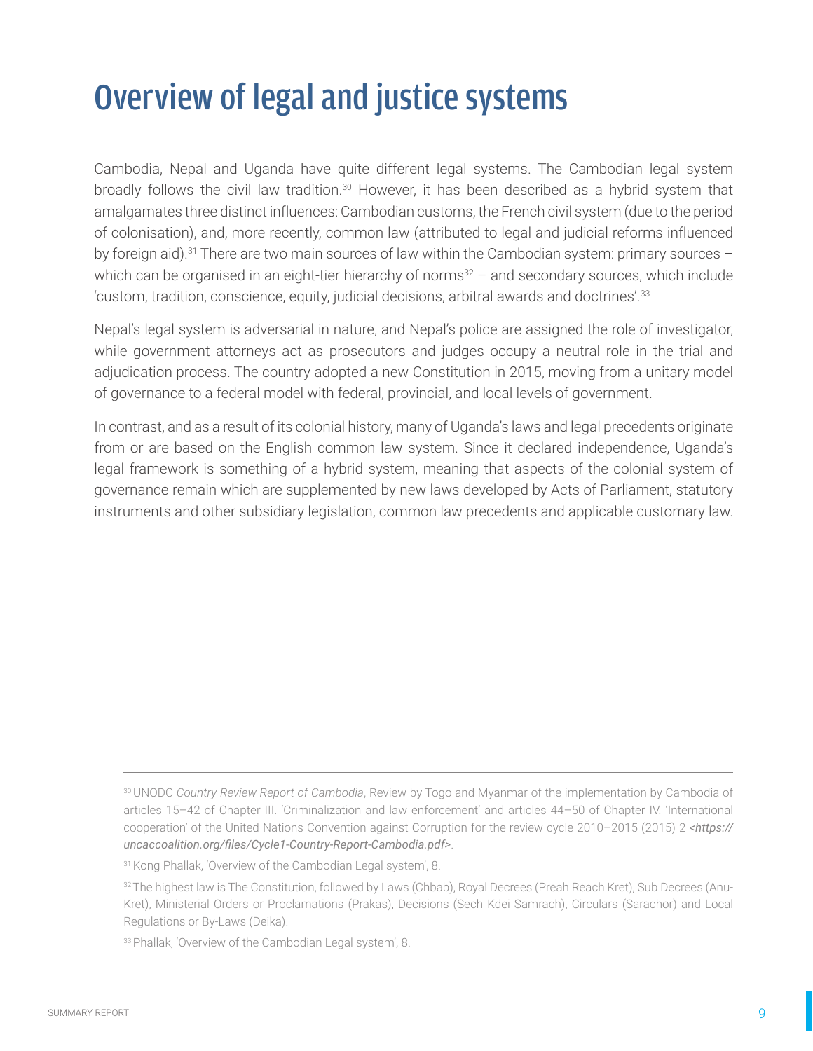# Overview of legal and justice systems

Cambodia, Nepal and Uganda have quite different legal systems. The Cambodian legal system broadly follows the civil law tradition.[30] However, it has been described as a hybrid system that amalgamates three distinct influences: Cambodian customs, the French civil system (due to the period of colonisation), and, more recently, common law (attributed to legal and judicial reforms influenced by foreign aid).[31] There are two main sources of law within the Cambodian system: primary sources – which can be organised in an eight-tier hierarchy of norms[32] – and secondary sources, which include 'custom, tradition, conscience, equity, judicial decisions, arbitral awards and doctrines'.[33]

Nepal's legal system is adversarial in nature, and Nepal's police are assigned the role of investigator, while government attorneys act as prosecutors and judges occupy a neutral role in the trial and adjudication process. The country adopted a new Constitution in 2015, moving from a unitary model of governance to a federal model with federal, provincial, and local levels of government.

In contrast, and as a result of its colonial history, many of Uganda's laws and legal precedents originate from or are based on the English common law system. Since it declared independence, Uganda's legal framework is something of a hybrid system, meaning that aspects of the colonial system of governance remain which are supplemented by new laws developed by Acts of Parliament, statutory instruments and other subsidiary legislation, common law precedents and applicable customary law.

---

[30] UNODC *Country Review Report of Cambodia*, Review by Togo and Myanmar of the implementation by Cambodia of articles 15–42 of Chapter III. 'Criminalization and law enforcement' and articles 44–50 of Chapter IV. 'International cooperation' of the United Nations Convention against Corruption for the review cycle 2010–2015 (2015) 2 *<https://uncaccoalition.org/files/Cycle1-Country-Report-Cambodia.pdf>*.

[31] Kong Phallak, 'Overview of the Cambodian Legal system', 8.

[32] The highest law is The Constitution, followed by Laws (Chbab), Royal Decrees (Preah Reach Kret), Sub Decrees (Anu-Kret), Ministerial Orders or Proclamations (Prakas), Decisions (Sech Kdei Samrach), Circulars (Sarachor) and Local Regulations or By-Laws (Deika).

[33] Phallak, 'Overview of the Cambodian Legal system', 8.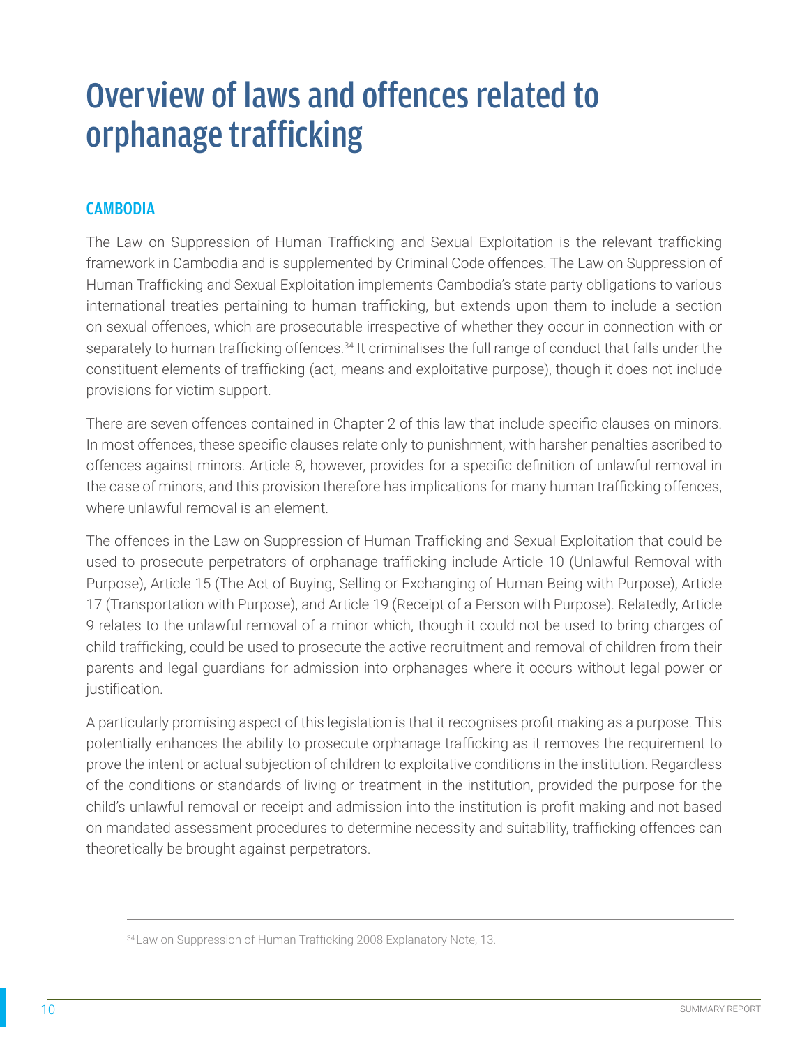# Overview of laws and offences related to orphanage trafficking

## CAMBODIA

The Law on Suppression of Human Trafficking and Sexual Exploitation is the relevant trafficking framework in Cambodia and is supplemented by Criminal Code offences. The Law on Suppression of Human Trafficking and Sexual Exploitation implements Cambodia's state party obligations to various international treaties pertaining to human trafficking, but extends upon them to include a section on sexual offences, which are prosecutable irrespective of whether they occur in connection with or separately to human trafficking offences.[34] It criminalises the full range of conduct that falls under the constituent elements of trafficking (act, means and exploitative purpose), though it does not include provisions for victim support.

There are seven offences contained in Chapter 2 of this law that include specific clauses on minors. In most offences, these specific clauses relate only to punishment, with harsher penalties ascribed to offences against minors. Article 8, however, provides for a specific definition of unlawful removal in the case of minors, and this provision therefore has implications for many human trafficking offences, where unlawful removal is an element.

The offences in the Law on Suppression of Human Trafficking and Sexual Exploitation that could be used to prosecute perpetrators of orphanage trafficking include Article 10 (Unlawful Removal with Purpose), Article 15 (The Act of Buying, Selling or Exchanging of Human Being with Purpose), Article 17 (Transportation with Purpose), and Article 19 (Receipt of a Person with Purpose). Relatedly, Article 9 relates to the unlawful removal of a minor which, though it could not be used to bring charges of child trafficking, could be used to prosecute the active recruitment and removal of children from their parents and legal guardians for admission into orphanages where it occurs without legal power or justification.

A particularly promising aspect of this legislation is that it recognises profit making as a purpose. This potentially enhances the ability to prosecute orphanage trafficking as it removes the requirement to prove the intent or actual subjection of children to exploitative conditions in the institution. Regardless of the conditions or standards of living or treatment in the institution, provided the purpose for the child's unlawful removal or receipt and admission into the institution is profit making and not based on mandated assessment procedures to determine necessity and suitability, trafficking offences can theoretically be brought against perpetrators.

---

[34] Law on Suppression of Human Trafficking 2008 Explanatory Note, 13.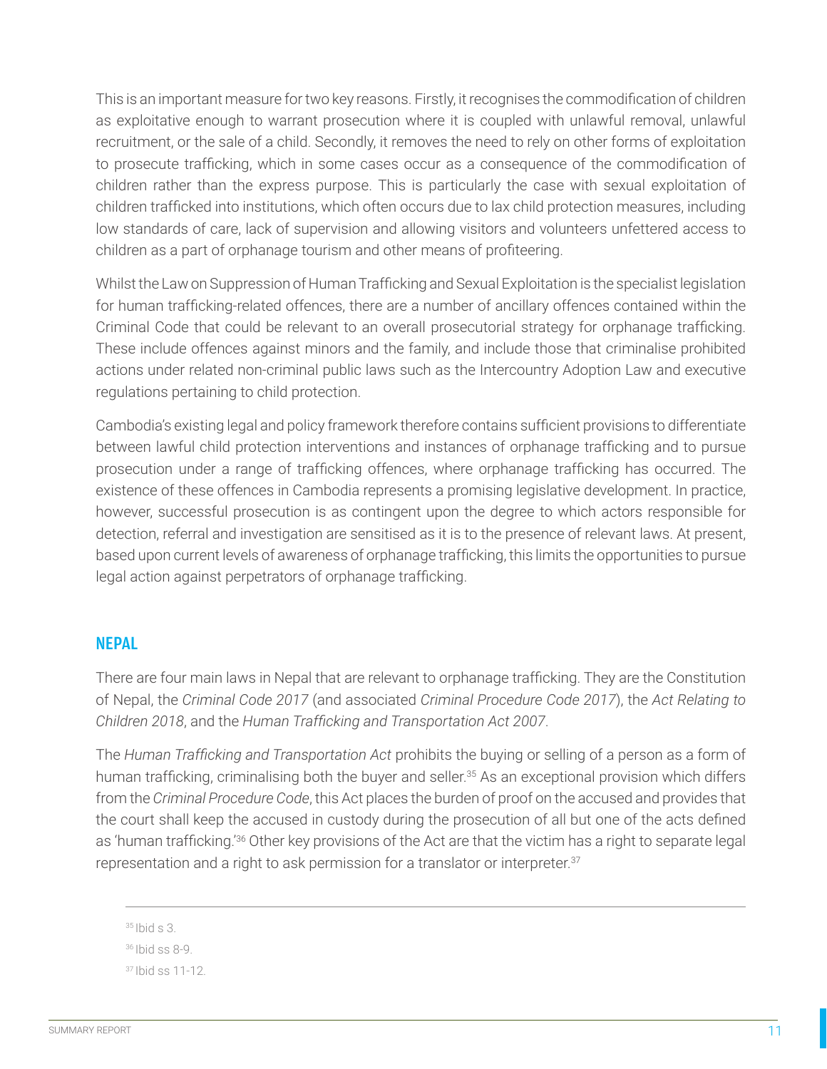This is an important measure for two key reasons. Firstly, it recognises the commodification of children as exploitative enough to warrant prosecution where it is coupled with unlawful removal, unlawful recruitment, or the sale of a child. Secondly, it removes the need to rely on other forms of exploitation to prosecute trafficking, which in some cases occur as a consequence of the commodification of children rather than the express purpose. This is particularly the case with sexual exploitation of children trafficked into institutions, which often occurs due to lax child protection measures, including low standards of care, lack of supervision and allowing visitors and volunteers unfettered access to children as a part of orphanage tourism and other means of profiteering.

Whilst the Law on Suppression of Human Trafficking and Sexual Exploitation is the specialist legislation for human trafficking-related offences, there are a number of ancillary offences contained within the Criminal Code that could be relevant to an overall prosecutorial strategy for orphanage trafficking. These include offences against minors and the family, and include those that criminalise prohibited actions under related non-criminal public laws such as the Intercountry Adoption Law and executive regulations pertaining to child protection.

Cambodia's existing legal and policy framework therefore contains sufficient provisions to differentiate between lawful child protection interventions and instances of orphanage trafficking and to pursue prosecution under a range of trafficking offences, where orphanage trafficking has occurred. The existence of these offences in Cambodia represents a promising legislative development. In practice, however, successful prosecution is as contingent upon the degree to which actors responsible for detection, referral and investigation are sensitised as it is to the presence of relevant laws. At present, based upon current levels of awareness of orphanage trafficking, this limits the opportunities to pursue legal action against perpetrators of orphanage trafficking.

## NEPAL

There are four main laws in Nepal that are relevant to orphanage trafficking. They are the Constitution of Nepal, the *Criminal Code 2017* (and associated *Criminal Procedure Code 2017*), the *Act Relating to Children 2018*, and the *Human Trafficking and Transportation Act 2007*.

The *Human Trafficking and Transportation Act* prohibits the buying or selling of a person as a form of human trafficking, criminalising both the buyer and seller.[35] As an exceptional provision which differs from the *Criminal Procedure Code*, this Act places the burden of proof on the accused and provides that the court shall keep the accused in custody during the prosecution of all but one of the acts defined as 'human trafficking.'[36] Other key provisions of the Act are that the victim has a right to separate legal representation and a right to ask permission for a translator or interpreter.[37]

---

[35] Ibid s 3.

[36] Ibid ss 8-9.

[37] Ibid ss 11-12.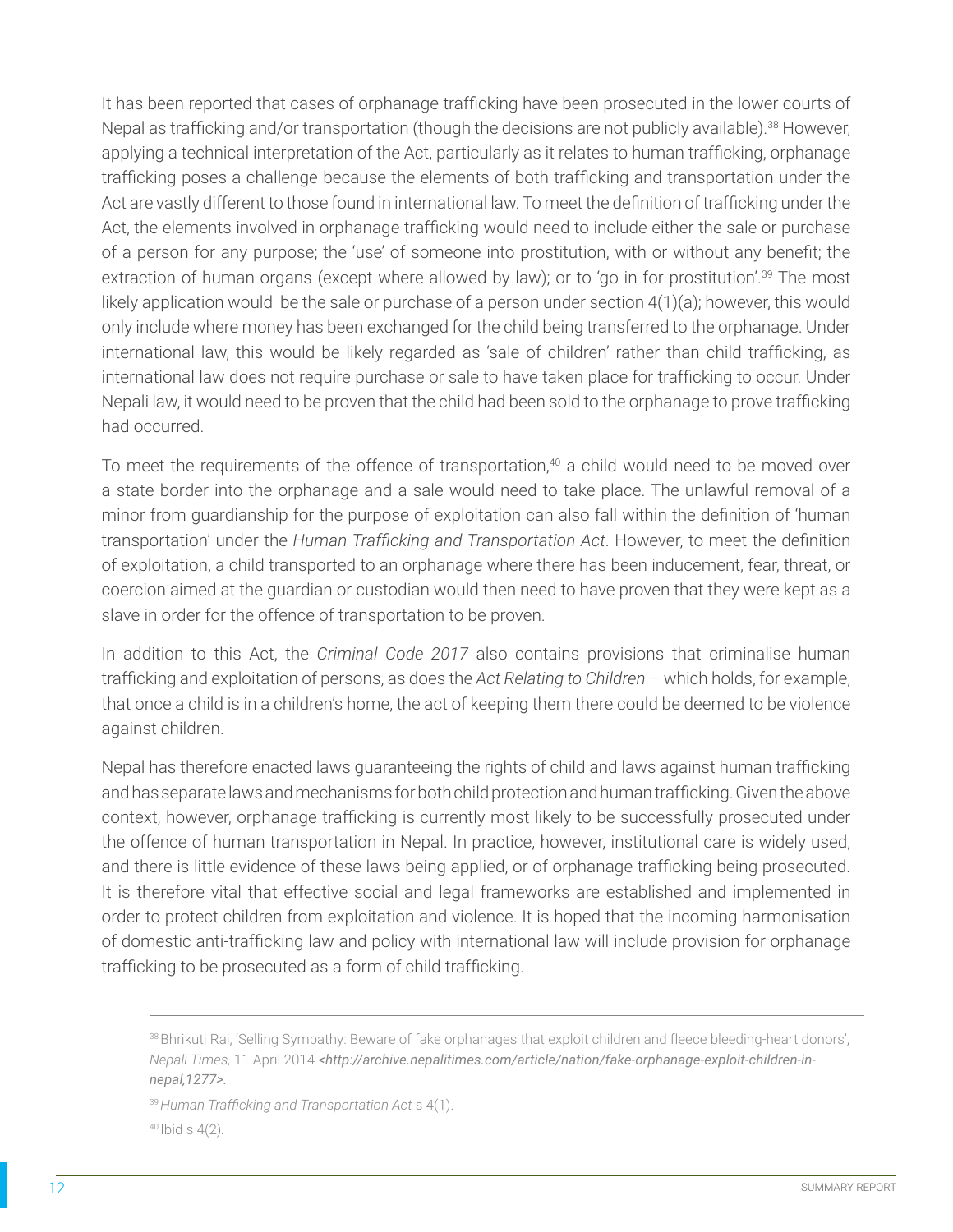It has been reported that cases of orphanage trafficking have been prosecuted in the lower courts of Nepal as trafficking and/or transportation (though the decisions are not publicly available).[38] However, applying a technical interpretation of the Act, particularly as it relates to human trafficking, orphanage trafficking poses a challenge because the elements of both trafficking and transportation under the Act are vastly different to those found in international law. To meet the definition of trafficking under the Act, the elements involved in orphanage trafficking would need to include either the sale or purchase of a person for any purpose; the 'use' of someone into prostitution, with or without any benefit; the extraction of human organs (except where allowed by law); or to 'go in for prostitution'.[39] The most likely application would be the sale or purchase of a person under section 4(1)(a); however, this would only include where money has been exchanged for the child being transferred to the orphanage. Under international law, this would be likely regarded as 'sale of children' rather than child trafficking, as international law does not require purchase or sale to have taken place for trafficking to occur. Under Nepali law, it would need to be proven that the child had been sold to the orphanage to prove trafficking had occurred.

To meet the requirements of the offence of transportation,[40] a child would need to be moved over a state border into the orphanage and a sale would need to take place. The unlawful removal of a minor from guardianship for the purpose of exploitation can also fall within the definition of 'human transportation' under the *Human Trafficking and Transportation Act*. However, to meet the definition of exploitation, a child transported to an orphanage where there has been inducement, fear, threat, or coercion aimed at the guardian or custodian would then need to have proven that they were kept as a slave in order for the offence of transportation to be proven.

In addition to this Act, the *Criminal Code 2017* also contains provisions that criminalise human trafficking and exploitation of persons, as does the *Act Relating to Children* – which holds, for example, that once a child is in a children's home, the act of keeping them there could be deemed to be violence against children.

Nepal has therefore enacted laws guaranteeing the rights of child and laws against human trafficking and has separate laws and mechanisms for both child protection and human trafficking. Given the above context, however, orphanage trafficking is currently most likely to be successfully prosecuted under the offence of human transportation in Nepal. In practice, however, institutional care is widely used, and there is little evidence of these laws being applied, or of orphanage trafficking being prosecuted. It is therefore vital that effective social and legal frameworks are established and implemented in order to protect children from exploitation and violence. It is hoped that the incoming harmonisation of domestic anti-trafficking law and policy with international law will include provision for orphanage trafficking to be prosecuted as a form of child trafficking.

---

[38] Bhrikuti Rai, 'Selling Sympathy: Beware of fake orphanages that exploit children and fleece bleeding-heart donors', *Nepali Times*, 11 April 2014 <*http://archive.nepalitimes.com/article/nation/fake-orphanage-exploit-children-in-nepal,1277*>.

[39] *Human Trafficking and Transportation Act* s 4(1).

[40] Ibid s 4(2).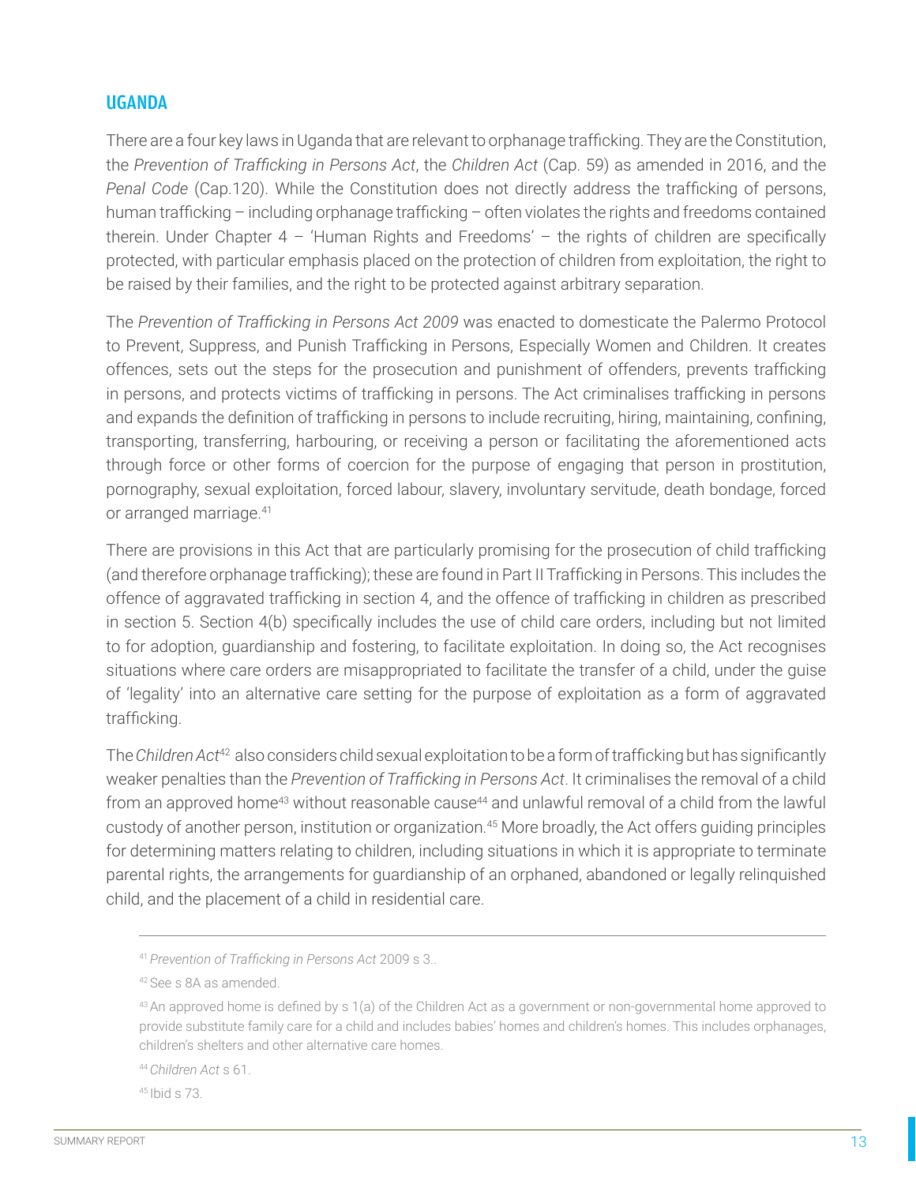## UGANDA

There are a four key laws in Uganda that are relevant to orphanage trafficking. They are the Constitution, the *Prevention of Trafficking in Persons Act*, the *Children Act* (Cap. 59) as amended in 2016, and the *Penal Code* (Cap.120). While the Constitution does not directly address the trafficking of persons, human trafficking – including orphanage trafficking – often violates the rights and freedoms contained therein. Under Chapter 4 – 'Human Rights and Freedoms' – the rights of children are specifically protected, with particular emphasis placed on the protection of children from exploitation, the right to be raised by their families, and the right to be protected against arbitrary separation.

The *Prevention of Trafficking in Persons Act 2009* was enacted to domesticate the Palermo Protocol to Prevent, Suppress, and Punish Trafficking in Persons, Especially Women and Children. It creates offences, sets out the steps for the prosecution and punishment of offenders, prevents trafficking in persons, and protects victims of trafficking in persons. The Act criminalises trafficking in persons and expands the definition of trafficking in persons to include recruiting, hiring, maintaining, confining, transporting, transferring, harbouring, or receiving a person or facilitating the aforementioned acts through force or other forms of coercion for the purpose of engaging that person in prostitution, pornography, sexual exploitation, forced labour, slavery, involuntary servitude, death bondage, forced or arranged marriage.[41]

There are provisions in this Act that are particularly promising for the prosecution of child trafficking (and therefore orphanage trafficking); these are found in Part II Trafficking in Persons. This includes the offence of aggravated trafficking in section 4, and the offence of trafficking in children as prescribed in section 5. Section 4(b) specifically includes the use of child care orders, including but not limited to for adoption, guardianship and fostering, to facilitate exploitation. In doing so, the Act recognises situations where care orders are misappropriated to facilitate the transfer of a child, under the guise of 'legality' into an alternative care setting for the purpose of exploitation as a form of aggravated trafficking.

The *Children Act*[42] also considers child sexual exploitation to be a form of trafficking but has significantly weaker penalties than the *Prevention of Trafficking in Persons Act*. It criminalises the removal of a child from an approved home[43] without reasonable cause[44] and unlawful removal of a child from the lawful custody of another person, institution or organization.[45] More broadly, the Act offers guiding principles for determining matters relating to children, including situations in which it is appropriate to terminate parental rights, the arrangements for guardianship of an orphaned, abandoned or legally relinquished child, and the placement of a child in residential care.

---

[41] *Prevention of Trafficking in Persons Act* 2009 s 3..

[42] See s 8A as amended.

[43] An approved home is defined by s 1(a) of the Children Act as a government or non-governmental home approved to provide substitute family care for a child and includes babies' homes and children's homes. This includes orphanages, children's shelters and other alternative care homes.

[44] *Children Act* s 61.

[45] Ibid s 73.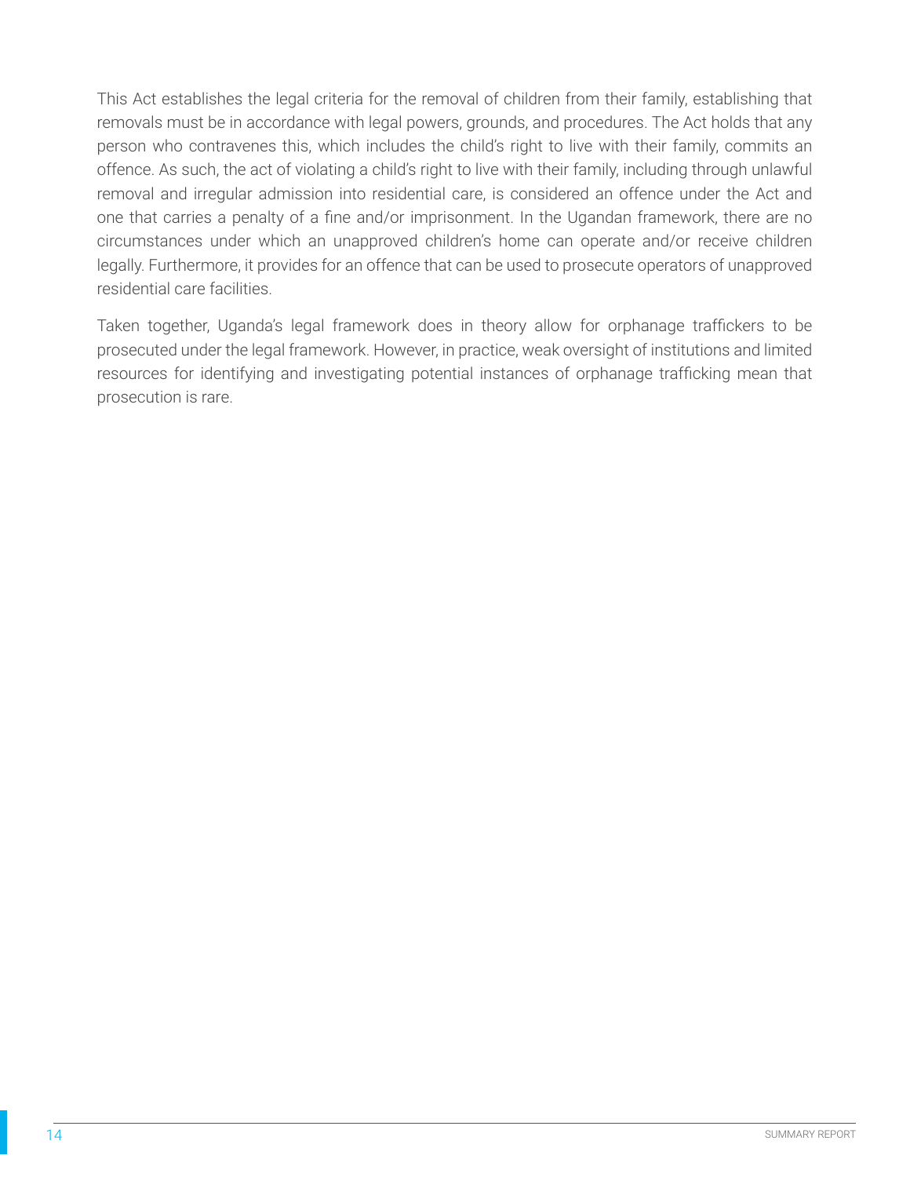This Act establishes the legal criteria for the removal of children from their family, establishing that removals must be in accordance with legal powers, grounds, and procedures. The Act holds that any person who contravenes this, which includes the child's right to live with their family, commits an offence. As such, the act of violating a child's right to live with their family, including through unlawful removal and irregular admission into residential care, is considered an offence under the Act and one that carries a penalty of a fine and/or imprisonment. In the Ugandan framework, there are no circumstances under which an unapproved children's home can operate and/or receive children legally. Furthermore, it provides for an offence that can be used to prosecute operators of unapproved residential care facilities.

Taken together, Uganda's legal framework does in theory allow for orphanage traffickers to be prosecuted under the legal framework. However, in practice, weak oversight of institutions and limited resources for identifying and investigating potential instances of orphanage trafficking mean that prosecution is rare.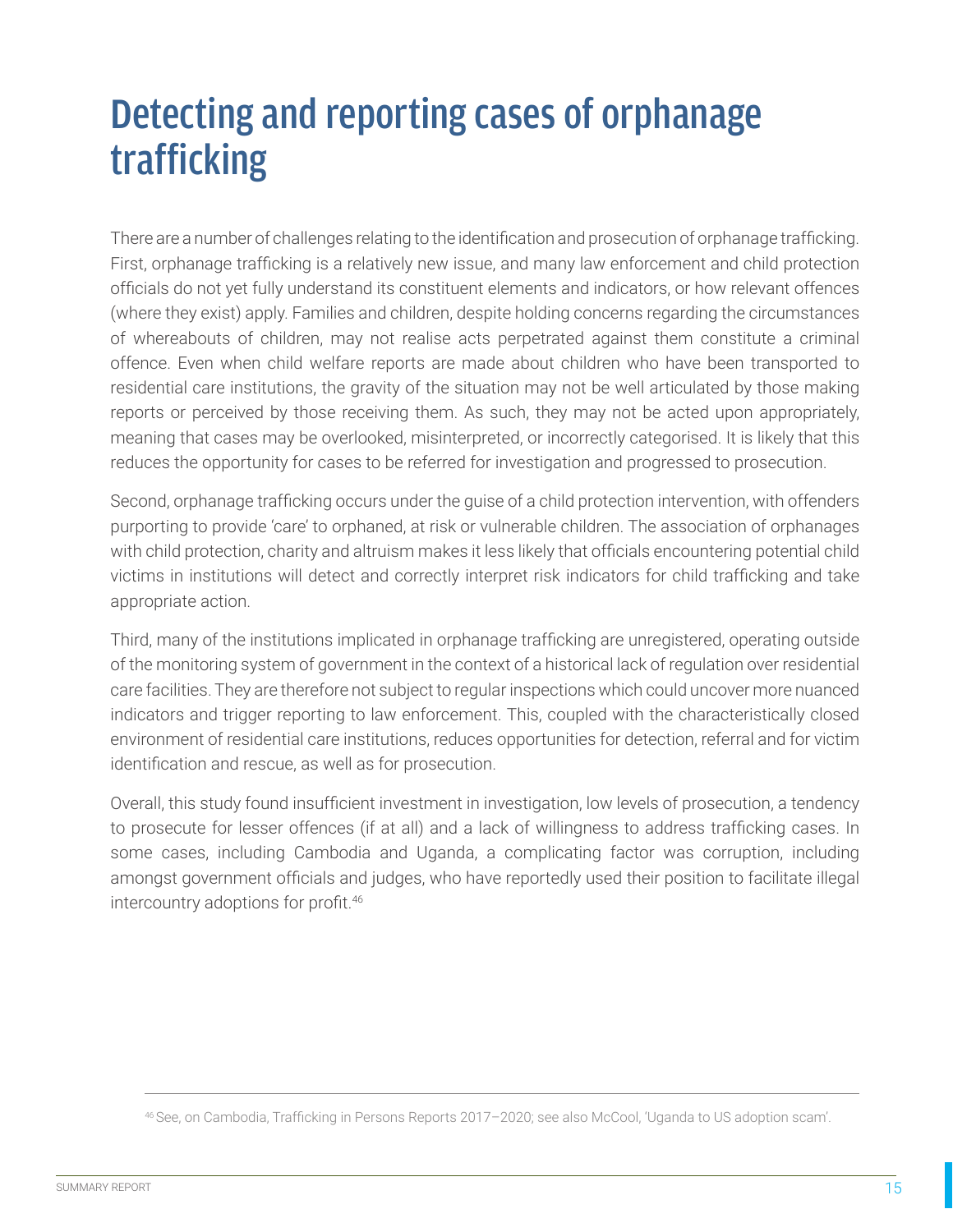# Detecting and reporting cases of orphanage trafficking

There are a number of challenges relating to the identification and prosecution of orphanage trafficking. First, orphanage trafficking is a relatively new issue, and many law enforcement and child protection officials do not yet fully understand its constituent elements and indicators, or how relevant offences (where they exist) apply. Families and children, despite holding concerns regarding the circumstances of whereabouts of children, may not realise acts perpetrated against them constitute a criminal offence. Even when child welfare reports are made about children who have been transported to residential care institutions, the gravity of the situation may not be well articulated by those making reports or perceived by those receiving them. As such, they may not be acted upon appropriately, meaning that cases may be overlooked, misinterpreted, or incorrectly categorised. It is likely that this reduces the opportunity for cases to be referred for investigation and progressed to prosecution.

Second, orphanage trafficking occurs under the guise of a child protection intervention, with offenders purporting to provide 'care' to orphaned, at risk or vulnerable children. The association of orphanages with child protection, charity and altruism makes it less likely that officials encountering potential child victims in institutions will detect and correctly interpret risk indicators for child trafficking and take appropriate action.

Third, many of the institutions implicated in orphanage trafficking are unregistered, operating outside of the monitoring system of government in the context of a historical lack of regulation over residential care facilities. They are therefore not subject to regular inspections which could uncover more nuanced indicators and trigger reporting to law enforcement. This, coupled with the characteristically closed environment of residential care institutions, reduces opportunities for detection, referral and for victim identification and rescue, as well as for prosecution.

Overall, this study found insufficient investment in investigation, low levels of prosecution, a tendency to prosecute for lesser offences (if at all) and a lack of willingness to address trafficking cases. In some cases, including Cambodia and Uganda, a complicating factor was corruption, including amongst government officials and judges, who have reportedly used their position to facilitate illegal intercountry adoptions for profit.[46]

---

[46] See, on Cambodia, Trafficking in Persons Reports 2017–2020; see also McCool, 'Uganda to US adoption scam'.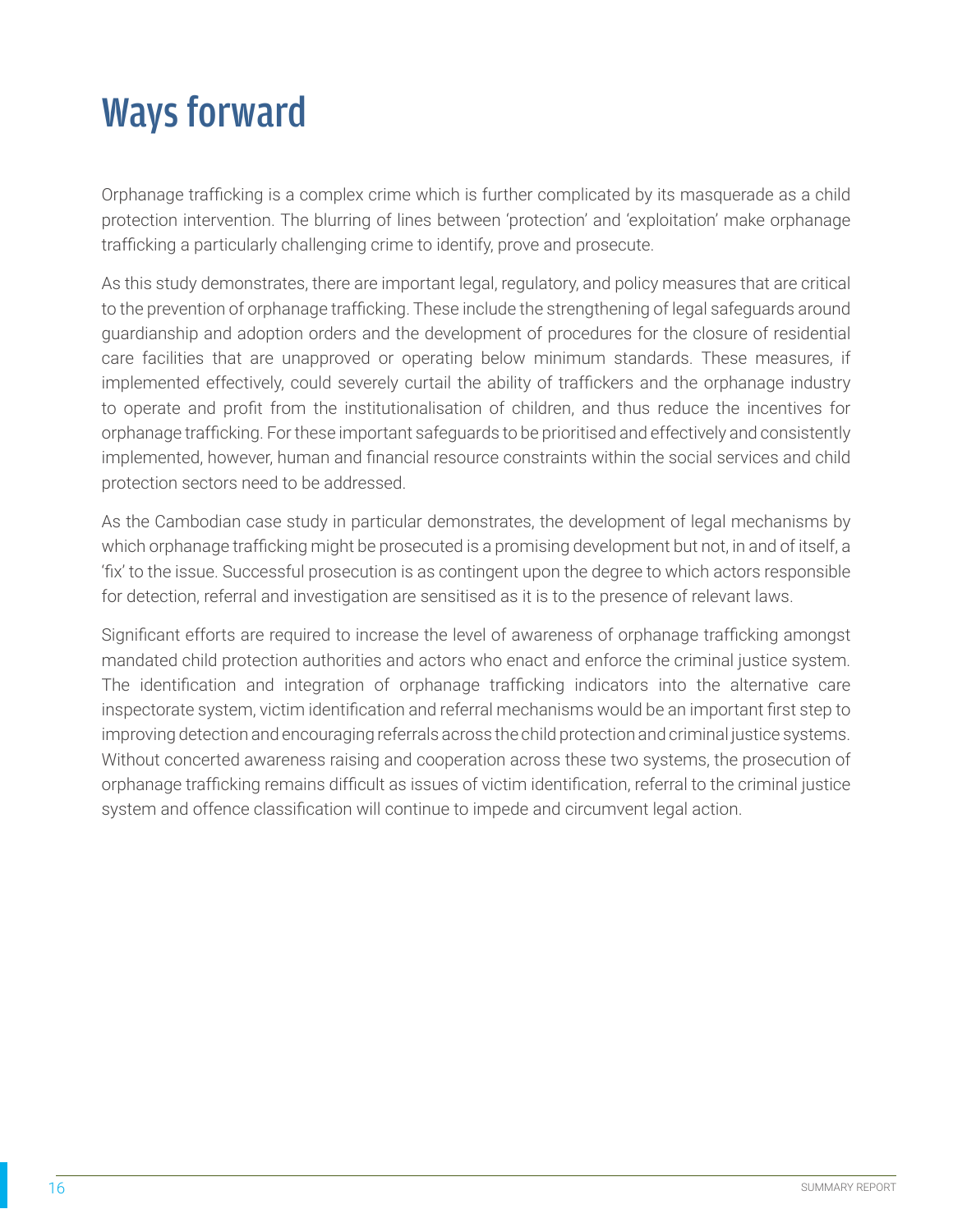# Ways forward

Orphanage trafficking is a complex crime which is further complicated by its masquerade as a child protection intervention. The blurring of lines between 'protection' and 'exploitation' make orphanage trafficking a particularly challenging crime to identify, prove and prosecute.

As this study demonstrates, there are important legal, regulatory, and policy measures that are critical to the prevention of orphanage trafficking. These include the strengthening of legal safeguards around guardianship and adoption orders and the development of procedures for the closure of residential care facilities that are unapproved or operating below minimum standards. These measures, if implemented effectively, could severely curtail the ability of traffickers and the orphanage industry to operate and profit from the institutionalisation of children, and thus reduce the incentives for orphanage trafficking. For these important safeguards to be prioritised and effectively and consistently implemented, however, human and financial resource constraints within the social services and child protection sectors need to be addressed.

As the Cambodian case study in particular demonstrates, the development of legal mechanisms by which orphanage trafficking might be prosecuted is a promising development but not, in and of itself, a 'fix' to the issue. Successful prosecution is as contingent upon the degree to which actors responsible for detection, referral and investigation are sensitised as it is to the presence of relevant laws.

Significant efforts are required to increase the level of awareness of orphanage trafficking amongst mandated child protection authorities and actors who enact and enforce the criminal justice system. The identification and integration of orphanage trafficking indicators into the alternative care inspectorate system, victim identification and referral mechanisms would be an important first step to improving detection and encouraging referrals across the child protection and criminal justice systems. Without concerted awareness raising and cooperation across these two systems, the prosecution of orphanage trafficking remains difficult as issues of victim identification, referral to the criminal justice system and offence classification will continue to impede and circumvent legal action.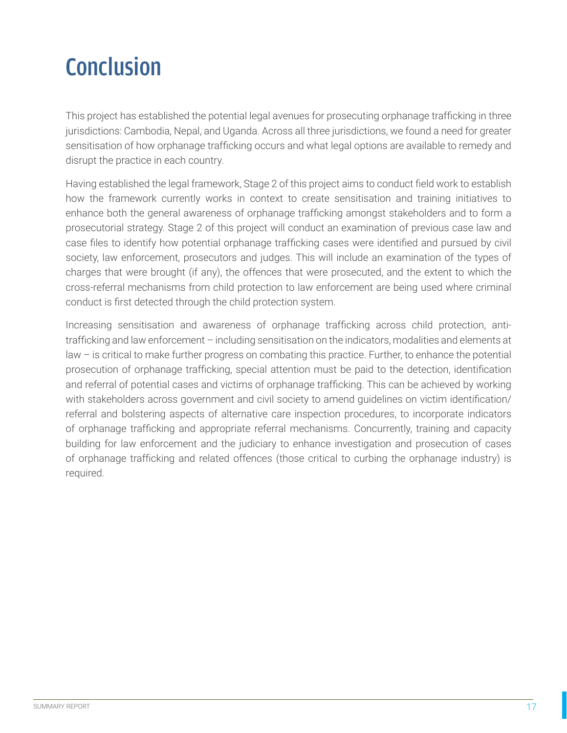# Conclusion

This project has established the potential legal avenues for prosecuting orphanage trafficking in three jurisdictions: Cambodia, Nepal, and Uganda. Across all three jurisdictions, we found a need for greater sensitisation of how orphanage trafficking occurs and what legal options are available to remedy and disrupt the practice in each country.

Having established the legal framework, Stage 2 of this project aims to conduct field work to establish how the framework currently works in context to create sensitisation and training initiatives to enhance both the general awareness of orphanage trafficking amongst stakeholders and to form a prosecutorial strategy. Stage 2 of this project will conduct an examination of previous case law and case files to identify how potential orphanage trafficking cases were identified and pursued by civil society, law enforcement, prosecutors and judges. This will include an examination of the types of charges that were brought (if any), the offences that were prosecuted, and the extent to which the cross-referral mechanisms from child protection to law enforcement are being used where criminal conduct is first detected through the child protection system.

Increasing sensitisation and awareness of orphanage trafficking across child protection, anti-trafficking and law enforcement – including sensitisation on the indicators, modalities and elements at law – is critical to make further progress on combating this practice. Further, to enhance the potential prosecution of orphanage trafficking, special attention must be paid to the detection, identification and referral of potential cases and victims of orphanage trafficking. This can be achieved by working with stakeholders across government and civil society to amend guidelines on victim identification/ referral and bolstering aspects of alternative care inspection procedures, to incorporate indicators of orphanage trafficking and appropriate referral mechanisms. Concurrently, training and capacity building for law enforcement and the judiciary to enhance investigation and prosecution of cases of orphanage trafficking and related offences (those critical to curbing the orphanage industry) is required.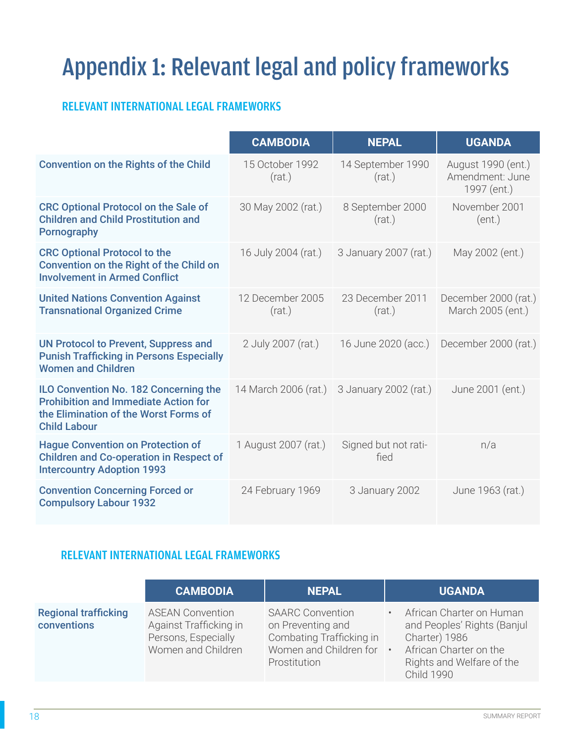# Appendix 1: Relevant legal and policy frameworks

## RELEVANT INTERNATIONAL LEGAL FRAMEWORKS

| | CAMBODIA | NEPAL | UGANDA |
|---|---|---|---|
| **Convention on the Rights of the Child** | 15 October 1992 (rat.) | 14 September 1990 (rat.) | August 1990 (ent.) Amendment: June 1997 (ent.) |
| **CRC Optional Protocol on the Sale of Children and Child Prostitution and Pornography** | 30 May 2002 (rat.) | 8 September 2000 (rat.) | November 2001 (ent.) |
| **CRC Optional Protocol to the Convention on the Right of the Child on Involvement in Armed Conflict** | 16 July 2004 (rat.) | 3 January 2007 (rat.) | May 2002 (ent.) |
| **United Nations Convention Against Transnational Organized Crime** | 12 December 2005 (rat.) | 23 December 2011 (rat.) | December 2000 (rat.) March 2005 (ent.) |
| **UN Protocol to Prevent, Suppress and Punish Trafficking in Persons Especially Women and Children** | 2 July 2007 (rat.) | 16 June 2020 (acc.) | December 2000 (rat.) |
| **ILO Convention No. 182 Concerning the Prohibition and Immediate Action for the Elimination of the Worst Forms of Child Labour** | 14 March 2006 (rat.) | 3 January 2002 (rat.) | June 2001 (ent.) |
| **Hague Convention on Protection of Children and Co-operation in Respect of Intercountry Adoption 1993** | 1 August 2007 (rat.) | Signed but not ratified | n/a |
| **Convention Concerning Forced or Compulsory Labour 1932** | 24 February 1969 | 3 January 2002 | June 1963 (rat.) |

## RELEVANT INTERNATIONAL LEGAL FRAMEWORKS

| | CAMBODIA | NEPAL | UGANDA |
|---|---|---|---|
| **Regional trafficking conventions** | ASEAN Convention Against Trafficking in Persons, Especially Women and Children | SAARC Convention on Preventing and Combating Trafficking in Women and Children for Prostitution | • African Charter on Human and Peoples' Rights (Banjul Charter) 1986<br>• African Charter on the Rights and Welfare of the Child 1990 |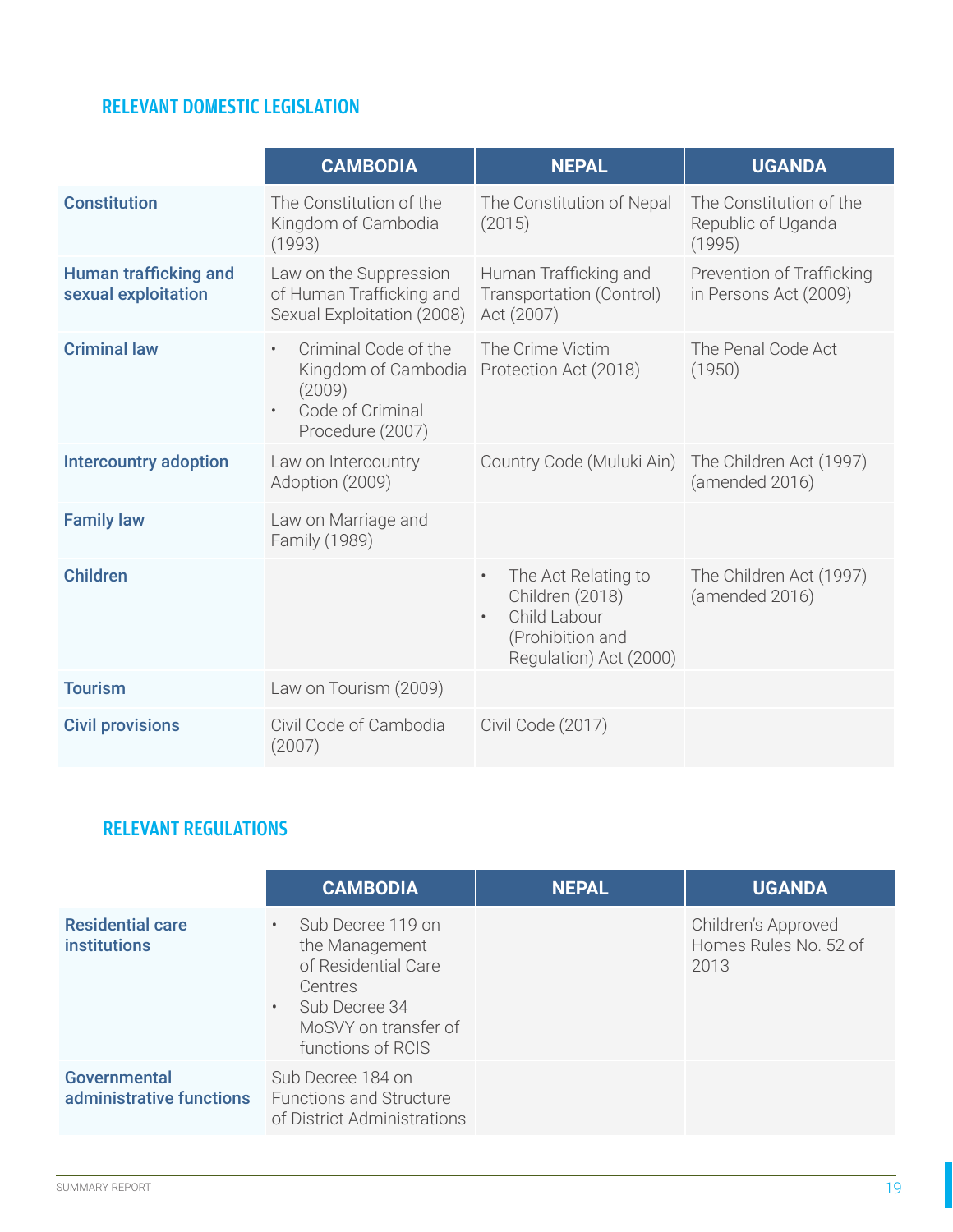## RELEVANT DOMESTIC LEGISLATION

| | CAMBODIA | NEPAL | UGANDA |
|---|---|---|---|
| **Constitution** | The Constitution of the Kingdom of Cambodia (1993) | The Constitution of Nepal (2015) | The Constitution of the Republic of Uganda (1995) |
| **Human trafficking and sexual exploitation** | Law on the Suppression of Human Trafficking and Sexual Exploitation (2008) | Human Trafficking and Transportation (Control) Act (2007) | Prevention of Trafficking in Persons Act (2009) |
| **Criminal law** | • Criminal Code of the Kingdom of Cambodia (2009)<br>• Code of Criminal Procedure (2007) | The Crime Victim Protection Act (2018) | The Penal Code Act (1950) |
| **Intercountry adoption** | Law on Intercountry Adoption (2009) | Country Code (Muluki Ain) | The Children Act (1997) (amended 2016) |
| **Family law** | Law on Marriage and Family (1989) | | |
| **Children** | | • The Act Relating to Children (2018)<br>• Child Labour (Prohibition and Regulation) Act (2000) | The Children Act (1997) (amended 2016) |
| **Tourism** | Law on Tourism (2009) | | |
| **Civil provisions** | Civil Code of Cambodia (2007) | Civil Code (2017) | |

## RELEVANT REGULATIONS

| | CAMBODIA | NEPAL | UGANDA |
|---|---|---|---|
| **Residential care institutions** | • Sub Decree 119 on the Management of Residential Care Centres<br>• Sub Decree 34 MoSVY on transfer of functions of RCIS | | Children's Approved Homes Rules No. 52 of 2013 |
| **Governmental administrative functions** | Sub Decree 184 on Functions and Structure of District Administrations | | |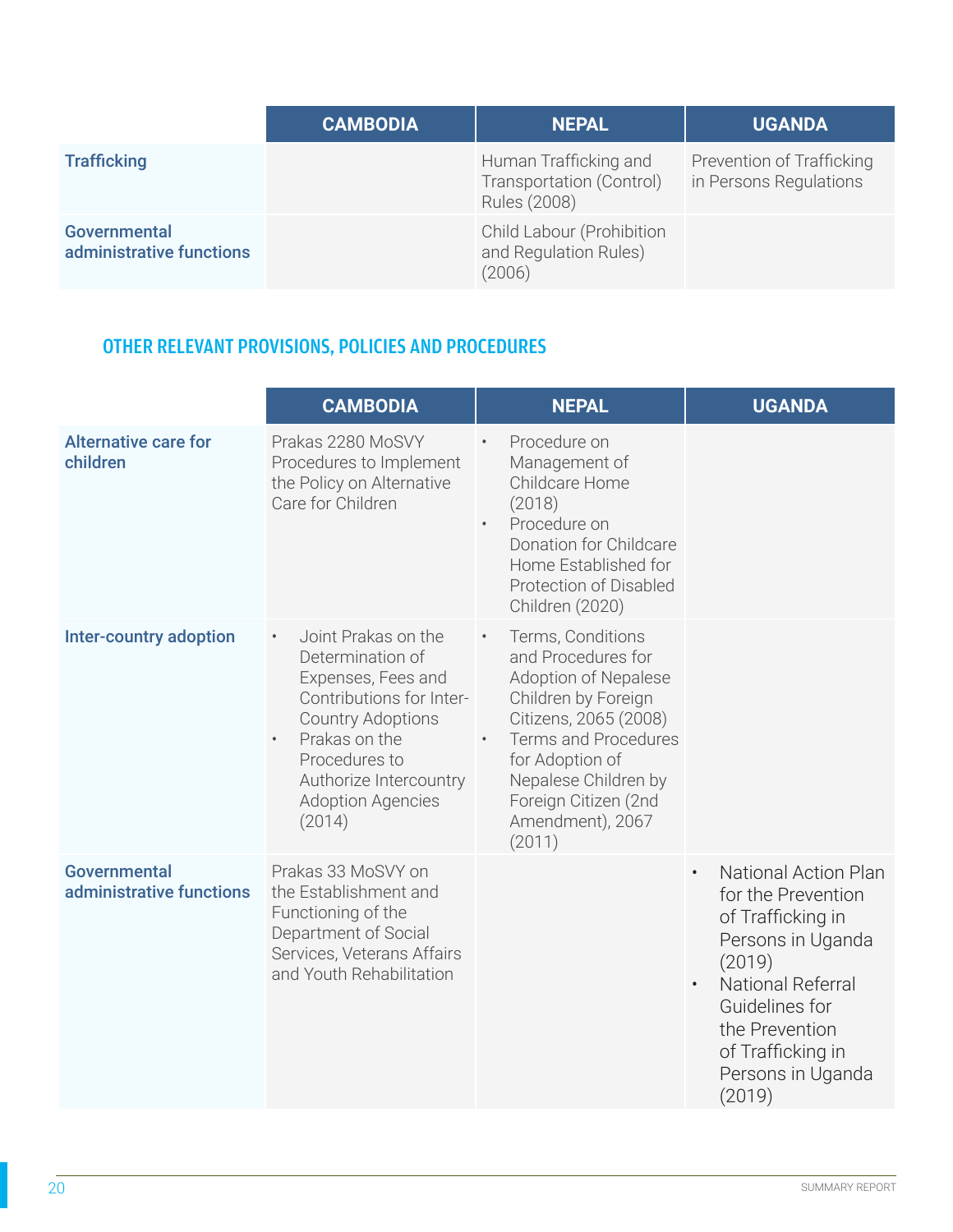| | CAMBODIA | NEPAL | UGANDA |
|---|---|---|---|
| **Trafficking** | | Human Trafficking and Transportation (Control) Rules (2008) | Prevention of Trafficking in Persons Regulations |
| **Governmental administrative functions** | | Child Labour (Prohibition and Regulation Rules) (2006) | |

## OTHER RELEVANT PROVISIONS, POLICIES AND PROCEDURES

| | CAMBODIA | NEPAL | UGANDA |
|---|---|---|---|
| **Alternative care for children** | Prakas 2280 MoSVY Procedures to Implement the Policy on Alternative Care for Children | • Procedure on Management of Childcare Home (2018)<br>• Procedure on Donation for Childcare Home Established for Protection of Disabled Children (2020) | |
| **Inter-country adoption** | • Joint Prakas on the Determination of Expenses, Fees and Contributions for Inter-Country Adoptions<br>• Prakas on the Procedures to Authorize Intercountry Adoption Agencies (2014) | • Terms, Conditions and Procedures for Adoption of Nepalese Children by Foreign Citizens, 2065 (2008)<br>• Terms and Procedures for Adoption of Nepalese Children by Foreign Citizen (2nd Amendment), 2067 (2011) | |
| **Governmental administrative functions** | Prakas 33 MoSVY on the Establishment and Functioning of the Department of Social Services, Veterans Affairs and Youth Rehabilitation | | • National Action Plan for the Prevention of Trafficking in Persons in Uganda (2019)<br>• National Referral Guidelines for the Prevention of Trafficking in Persons in Uganda (2019) |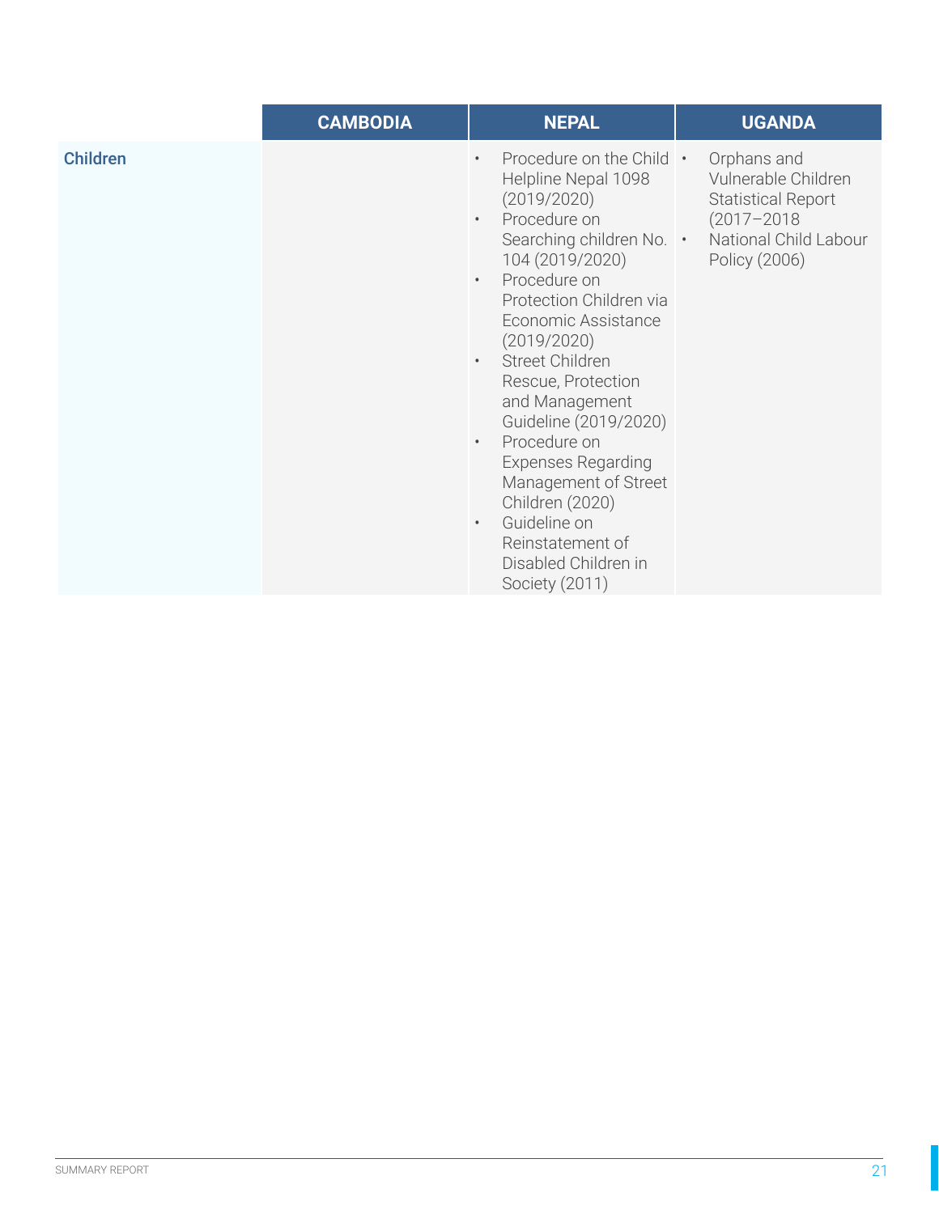| | CAMBODIA | NEPAL | UGANDA |
|---|---|---|---|
| **Children** | | • Procedure on the Child Helpline Nepal 1098 (2019/2020)<br>• Procedure on Searching children No. 104 (2019/2020)<br>• Procedure on Protection Children via Economic Assistance (2019/2020)<br>• Street Children Rescue, Protection and Management Guideline (2019/2020)<br>• Procedure on Expenses Regarding Management of Street Children (2020)<br>• Guideline on Reinstatement of Disabled Children in Society (2011) | • Orphans and Vulnerable Children Statistical Report (2017–2018<br>• National Child Labour Policy (2006) |